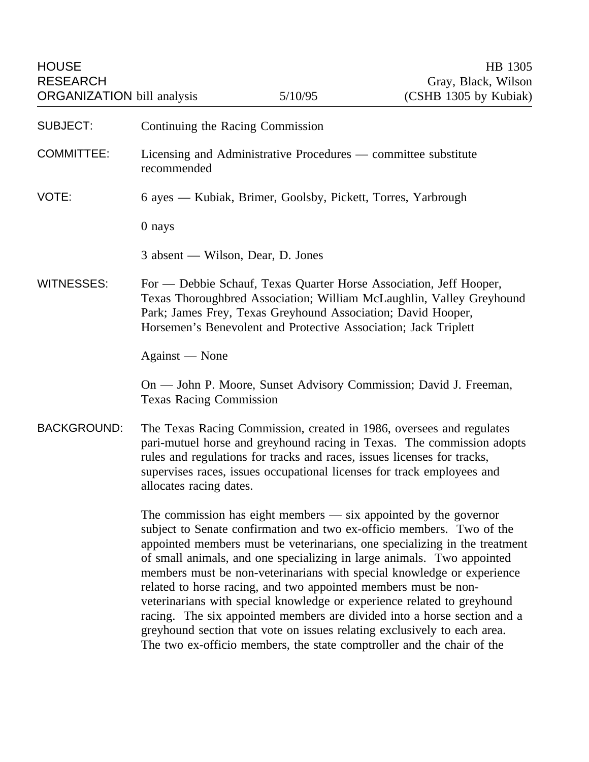HOUSE RESEARCH ORGANIZATION bill analysis 5/10/95

HB 1305
Gray, Black, Wilson
(CSHB 1305 by Kubiak)

**SUBJECT:** Continuing the Racing Commission

**COMMITTEE:** Licensing and Administrative Procedures — committee substitute recommended

**VOTE:** 6 ayes — Kubiak, Brimer, Goolsby, Pickett, Torres, Yarbrough

0 nays

3 absent — Wilson, Dear, D. Jones

**WITNESSES:** For — Debbie Schauf, Texas Quarter Horse Association, Jeff Hooper, Texas Thoroughbred Association; William McLaughlin, Valley Greyhound Park; James Frey, Texas Greyhound Association; David Hooper, Horsemen's Benevolent and Protective Association; Jack Triplett

Against — None

On — John P. Moore, Sunset Advisory Commission; David J. Freeman, Texas Racing Commission

**BACKGROUND:** The Texas Racing Commission, created in 1986, oversees and regulates pari-mutuel horse and greyhound racing in Texas. The commission adopts rules and regulations for tracks and races, issues licenses for tracks, supervises races, issues occupational licenses for track employees and allocates racing dates.

The commission has eight members — six appointed by the governor subject to Senate confirmation and two ex-officio members. Two of the appointed members must be veterinarians, one specializing in the treatment of small animals, and one specializing in large animals. Two appointed members must be non-veterinarians with special knowledge or experience related to horse racing, and two appointed members must be non-veterinarians with special knowledge or experience related to greyhound racing. The six appointed members are divided into a horse section and a greyhound section that vote on issues relating exclusively to each area. The two ex-officio members, the state comptroller and the chair of the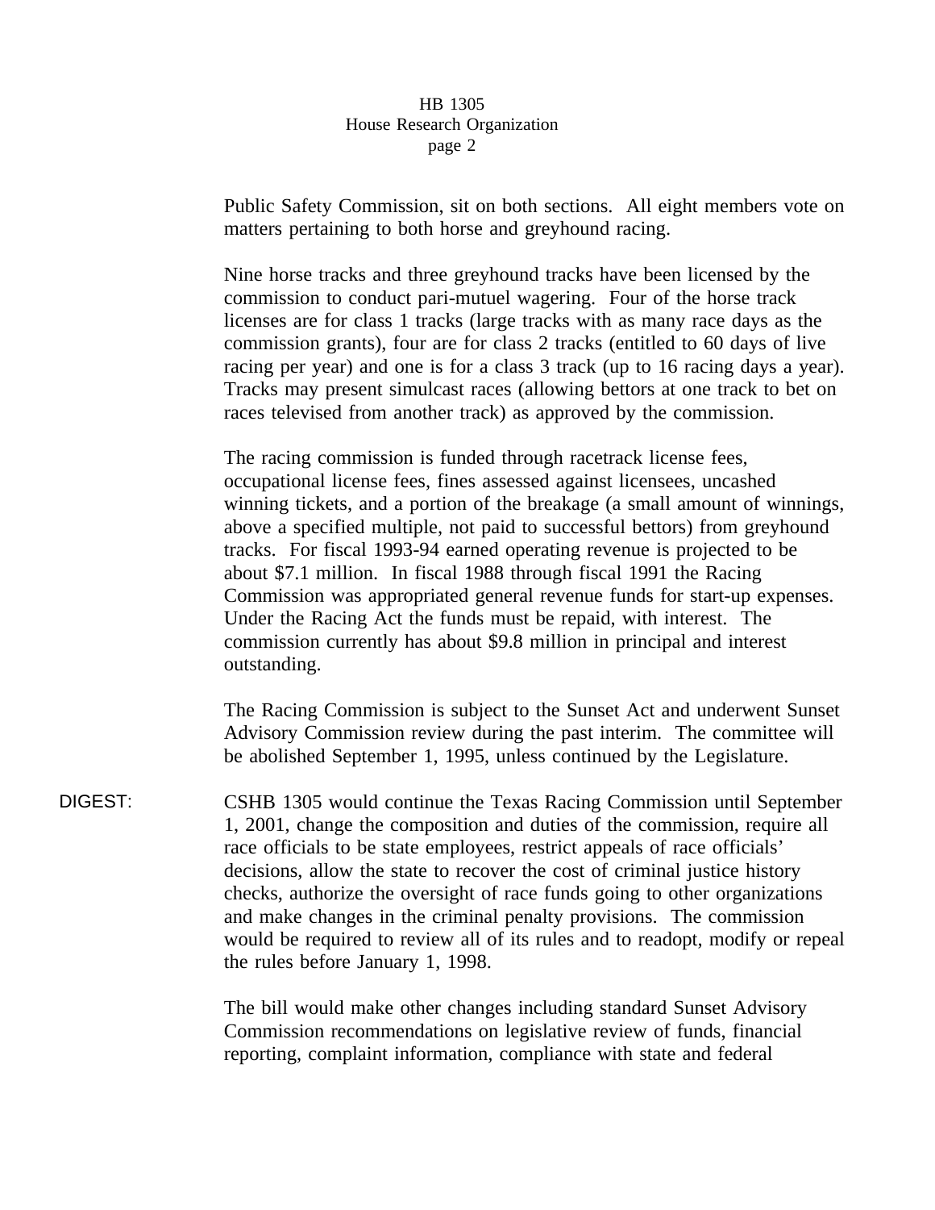Public Safety Commission, sit on both sections. All eight members vote on matters pertaining to both horse and greyhound racing.

Nine horse tracks and three greyhound tracks have been licensed by the commission to conduct pari-mutuel wagering. Four of the horse track licenses are for class 1 tracks (large tracks with as many race days as the commission grants), four are for class 2 tracks (entitled to 60 days of live racing per year) and one is for a class 3 track (up to 16 racing days a year). Tracks may present simulcast races (allowing bettors at one track to bet on races televised from another track) as approved by the commission.

The racing commission is funded through racetrack license fees, occupational license fees, fines assessed against licensees, uncashed winning tickets, and a portion of the breakage (a small amount of winnings, above a specified multiple, not paid to successful bettors) from greyhound tracks. For fiscal 1993-94 earned operating revenue is projected to be about $7.1 million. In fiscal 1988 through fiscal 1991 the Racing Commission was appropriated general revenue funds for start-up expenses. Under the Racing Act the funds must be repaid, with interest. The commission currently has about $9.8 million in principal and interest outstanding.

The Racing Commission is subject to the Sunset Act and underwent Sunset Advisory Commission review during the past interim. The committee will be abolished September 1, 1995, unless continued by the Legislature.

DIGEST: CSHB 1305 would continue the Texas Racing Commission until September 1, 2001, change the composition and duties of the commission, require all race officials to be state employees, restrict appeals of race officials' decisions, allow the state to recover the cost of criminal justice history checks, authorize the oversight of race funds going to other organizations and make changes in the criminal penalty provisions. The commission would be required to review all of its rules and to readopt, modify or repeal the rules before January 1, 1998.

The bill would make other changes including standard Sunset Advisory Commission recommendations on legislative review of funds, financial reporting, complaint information, compliance with state and federal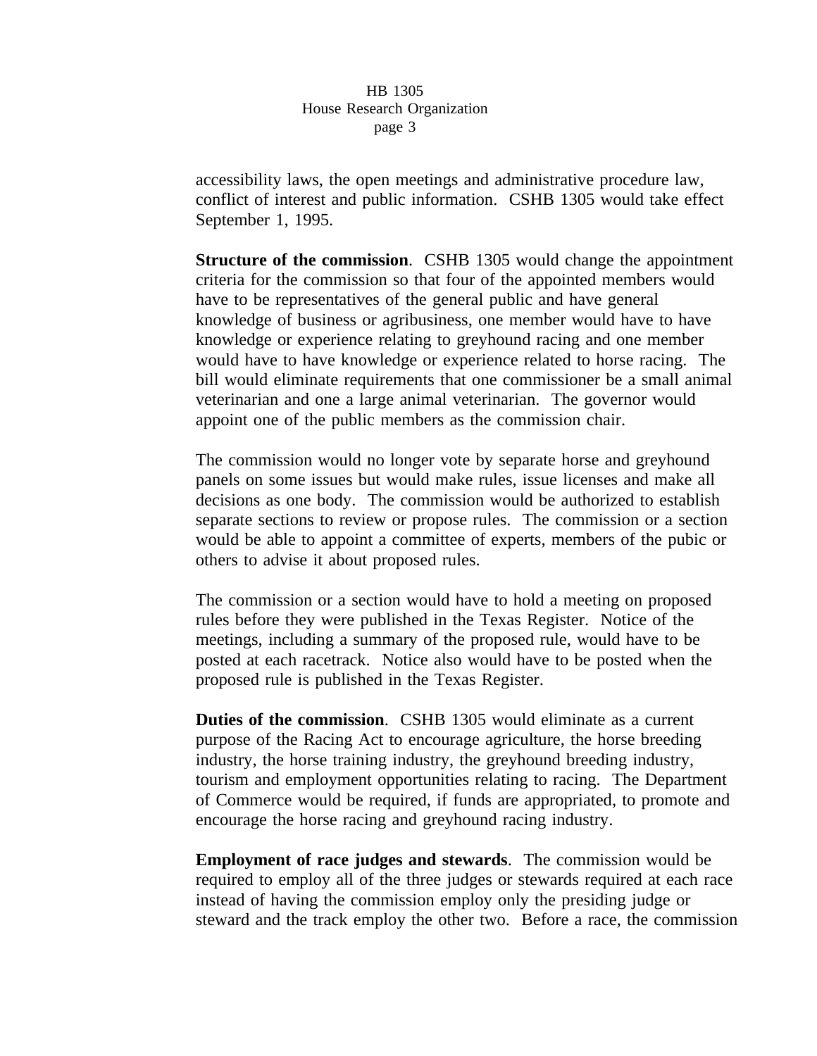accessibility laws, the open meetings and administrative procedure law, conflict of interest and public information. CSHB 1305 would take effect September 1, 1995.

**Structure of the commission**. CSHB 1305 would change the appointment criteria for the commission so that four of the appointed members would have to be representatives of the general public and have general knowledge of business or agribusiness, one member would have to have knowledge or experience relating to greyhound racing and one member would have to have knowledge or experience related to horse racing. The bill would eliminate requirements that one commissioner be a small animal veterinarian and one a large animal veterinarian. The governor would appoint one of the public members as the commission chair.

The commission would no longer vote by separate horse and greyhound panels on some issues but would make rules, issue licenses and make all decisions as one body. The commission would be authorized to establish separate sections to review or propose rules. The commission or a section would be able to appoint a committee of experts, members of the pubic or others to advise it about proposed rules.

The commission or a section would have to hold a meeting on proposed rules before they were published in the Texas Register. Notice of the meetings, including a summary of the proposed rule, would have to be posted at each racetrack. Notice also would have to be posted when the proposed rule is published in the Texas Register.

**Duties of the commission**. CSHB 1305 would eliminate as a current purpose of the Racing Act to encourage agriculture, the horse breeding industry, the horse training industry, the greyhound breeding industry, tourism and employment opportunities relating to racing. The Department of Commerce would be required, if funds are appropriated, to promote and encourage the horse racing and greyhound racing industry.

**Employment of race judges and stewards**. The commission would be required to employ all of the three judges or stewards required at each race instead of having the commission employ only the presiding judge or steward and the track employ the other two. Before a race, the commission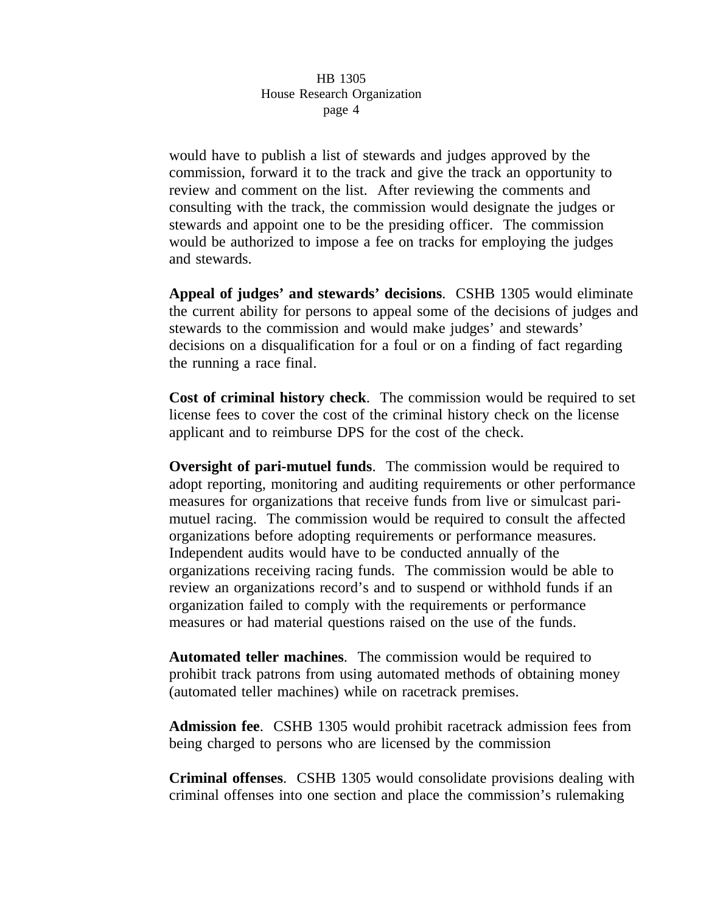would have to publish a list of stewards and judges approved by the commission, forward it to the track and give the track an opportunity to review and comment on the list. After reviewing the comments and consulting with the track, the commission would designate the judges or stewards and appoint one to be the presiding officer. The commission would be authorized to impose a fee on tracks for employing the judges and stewards.

**Appeal of judges' and stewards' decisions**. CSHB 1305 would eliminate the current ability for persons to appeal some of the decisions of judges and stewards to the commission and would make judges' and stewards' decisions on a disqualification for a foul or on a finding of fact regarding the running a race final.

**Cost of criminal history check**. The commission would be required to set license fees to cover the cost of the criminal history check on the license applicant and to reimburse DPS for the cost of the check.

**Oversight of pari-mutuel funds**. The commission would be required to adopt reporting, monitoring and auditing requirements or other performance measures for organizations that receive funds from live or simulcast pari-mutuel racing. The commission would be required to consult the affected organizations before adopting requirements or performance measures. Independent audits would have to be conducted annually of the organizations receiving racing funds. The commission would be able to review an organizations record's and to suspend or withhold funds if an organization failed to comply with the requirements or performance measures or had material questions raised on the use of the funds.

**Automated teller machines**. The commission would be required to prohibit track patrons from using automated methods of obtaining money (automated teller machines) while on racetrack premises.

**Admission fee**. CSHB 1305 would prohibit racetrack admission fees from being charged to persons who are licensed by the commission

**Criminal offenses**. CSHB 1305 would consolidate provisions dealing with criminal offenses into one section and place the commission's rulemaking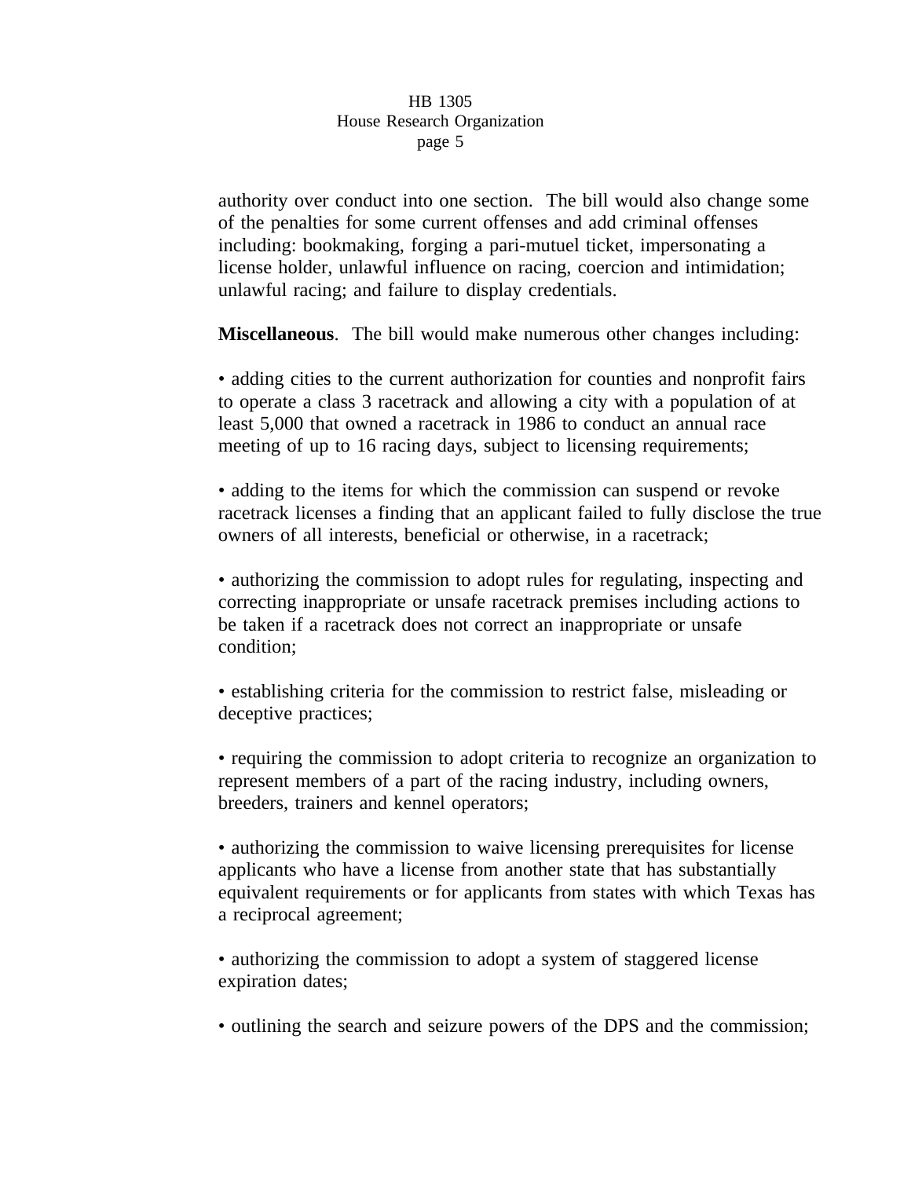authority over conduct into one section. The bill would also change some of the penalties for some current offenses and add criminal offenses including: bookmaking, forging a pari-mutuel ticket, impersonating a license holder, unlawful influence on racing, coercion and intimidation; unlawful racing; and failure to display credentials.

**Miscellaneous**. The bill would make numerous other changes including:

• adding cities to the current authorization for counties and nonprofit fairs to operate a class 3 racetrack and allowing a city with a population of at least 5,000 that owned a racetrack in 1986 to conduct an annual race meeting of up to 16 racing days, subject to licensing requirements;

• adding to the items for which the commission can suspend or revoke racetrack licenses a finding that an applicant failed to fully disclose the true owners of all interests, beneficial or otherwise, in a racetrack;

• authorizing the commission to adopt rules for regulating, inspecting and correcting inappropriate or unsafe racetrack premises including actions to be taken if a racetrack does not correct an inappropriate or unsafe condition;

• establishing criteria for the commission to restrict false, misleading or deceptive practices;

• requiring the commission to adopt criteria to recognize an organization to represent members of a part of the racing industry, including owners, breeders, trainers and kennel operators;

• authorizing the commission to waive licensing prerequisites for license applicants who have a license from another state that has substantially equivalent requirements or for applicants from states with which Texas has a reciprocal agreement;

• authorizing the commission to adopt a system of staggered license expiration dates;

• outlining the search and seizure powers of the DPS and the commission;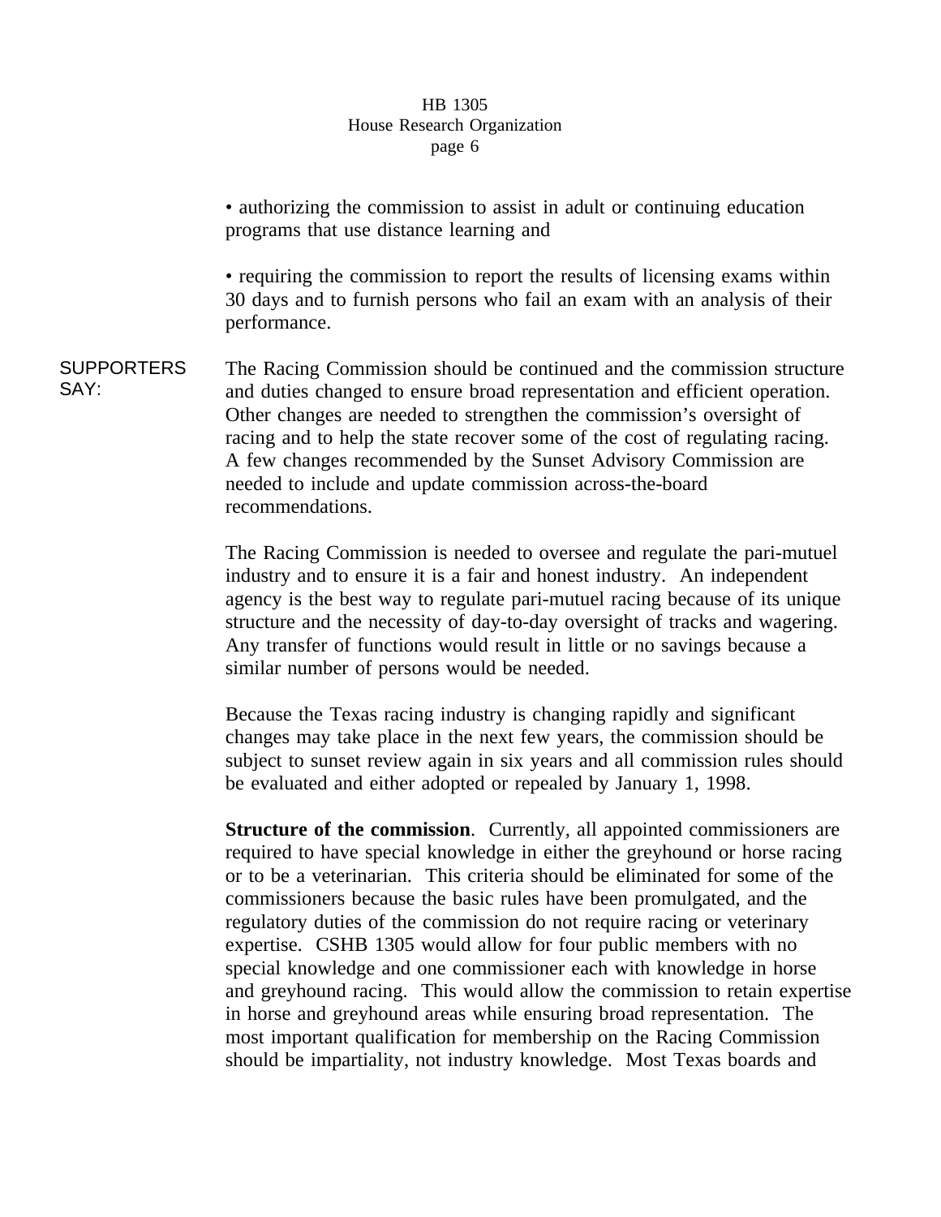• authorizing the commission to assist in adult or continuing education programs that use distance learning and

• requiring the commission to report the results of licensing exams within 30 days and to furnish persons who fail an exam with an analysis of their performance.

**SUPPORTERS SAY:**

The Racing Commission should be continued and the commission structure and duties changed to ensure broad representation and efficient operation. Other changes are needed to strengthen the commission's oversight of racing and to help the state recover some of the cost of regulating racing. A few changes recommended by the Sunset Advisory Commission are needed to include and update commission across-the-board recommendations.

The Racing Commission is needed to oversee and regulate the pari-mutuel industry and to ensure it is a fair and honest industry. An independent agency is the best way to regulate pari-mutuel racing because of its unique structure and the necessity of day-to-day oversight of tracks and wagering. Any transfer of functions would result in little or no savings because a similar number of persons would be needed.

Because the Texas racing industry is changing rapidly and significant changes may take place in the next few years, the commission should be subject to sunset review again in six years and all commission rules should be evaluated and either adopted or repealed by January 1, 1998.

**Structure of the commission**. Currently, all appointed commissioners are required to have special knowledge in either the greyhound or horse racing or to be a veterinarian. This criteria should be eliminated for some of the commissioners because the basic rules have been promulgated, and the regulatory duties of the commission do not require racing or veterinary expertise. CSHB 1305 would allow for four public members with no special knowledge and one commissioner each with knowledge in horse and greyhound racing. This would allow the commission to retain expertise in horse and greyhound areas while ensuring broad representation. The most important qualification for membership on the Racing Commission should be impartiality, not industry knowledge. Most Texas boards and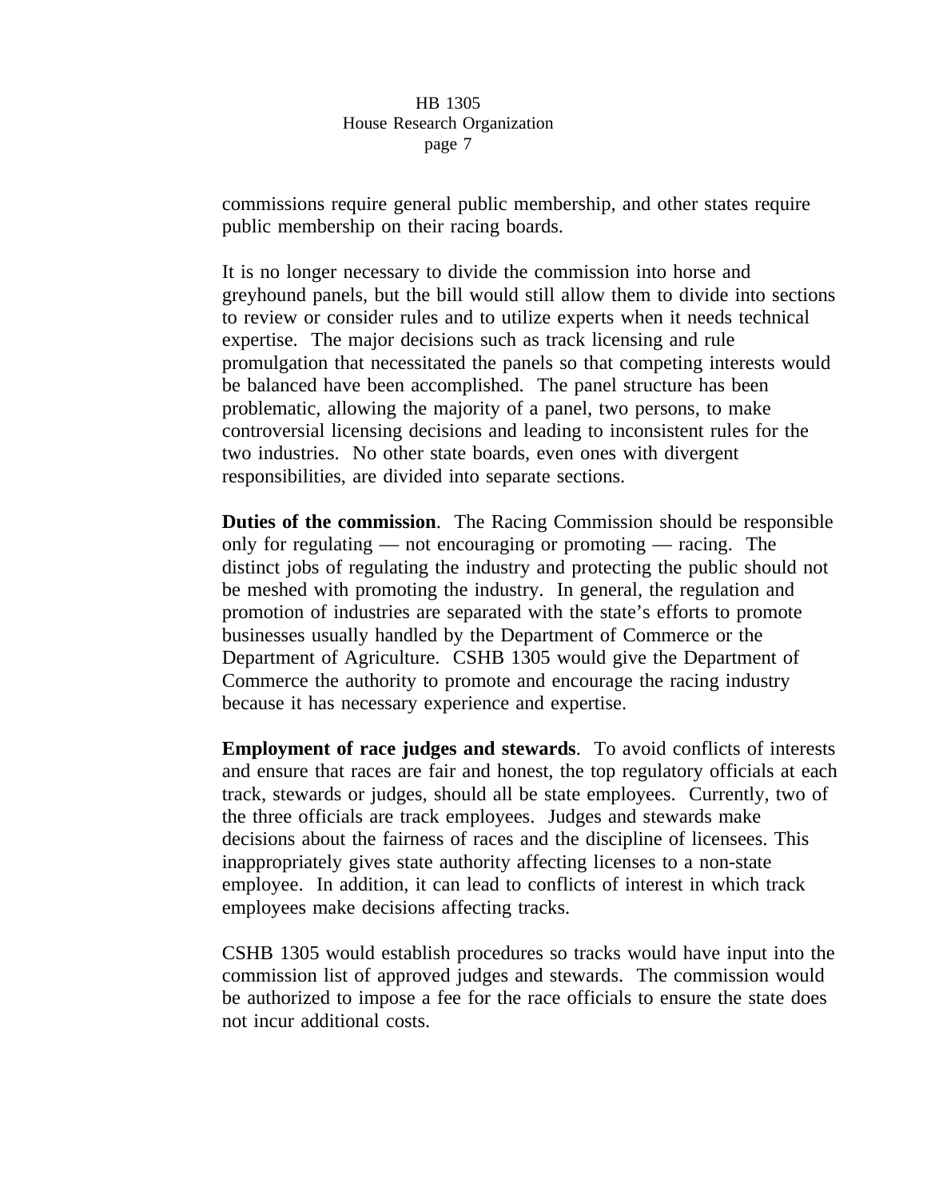commissions require general public membership, and other states require public membership on their racing boards.

It is no longer necessary to divide the commission into horse and greyhound panels, but the bill would still allow them to divide into sections to review or consider rules and to utilize experts when it needs technical expertise. The major decisions such as track licensing and rule promulgation that necessitated the panels so that competing interests would be balanced have been accomplished. The panel structure has been problematic, allowing the majority of a panel, two persons, to make controversial licensing decisions and leading to inconsistent rules for the two industries. No other state boards, even ones with divergent responsibilities, are divided into separate sections.

**Duties of the commission**. The Racing Commission should be responsible only for regulating — not encouraging or promoting — racing. The distinct jobs of regulating the industry and protecting the public should not be meshed with promoting the industry. In general, the regulation and promotion of industries are separated with the state's efforts to promote businesses usually handled by the Department of Commerce or the Department of Agriculture. CSHB 1305 would give the Department of Commerce the authority to promote and encourage the racing industry because it has necessary experience and expertise.

**Employment of race judges and stewards**. To avoid conflicts of interests and ensure that races are fair and honest, the top regulatory officials at each track, stewards or judges, should all be state employees. Currently, two of the three officials are track employees. Judges and stewards make decisions about the fairness of races and the discipline of licensees. This inappropriately gives state authority affecting licenses to a non-state employee. In addition, it can lead to conflicts of interest in which track employees make decisions affecting tracks.

CSHB 1305 would establish procedures so tracks would have input into the commission list of approved judges and stewards. The commission would be authorized to impose a fee for the race officials to ensure the state does not incur additional costs.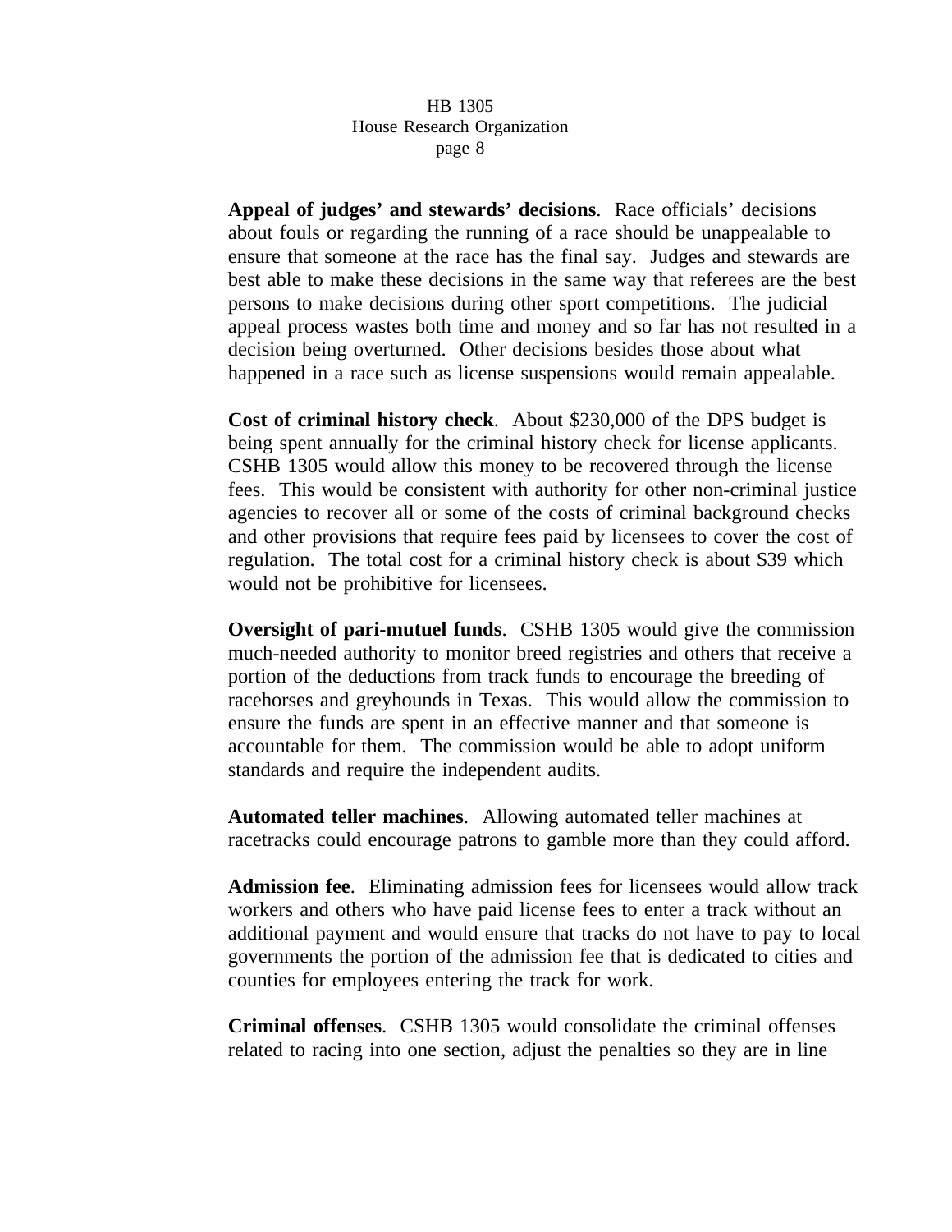**Appeal of judges' and stewards' decisions**. Race officials' decisions about fouls or regarding the running of a race should be unappealable to ensure that someone at the race has the final say. Judges and stewards are best able to make these decisions in the same way that referees are the best persons to make decisions during other sport competitions. The judicial appeal process wastes both time and money and so far has not resulted in a decision being overturned. Other decisions besides those about what happened in a race such as license suspensions would remain appealable.

**Cost of criminal history check**. About $230,000 of the DPS budget is being spent annually for the criminal history check for license applicants. CSHB 1305 would allow this money to be recovered through the license fees. This would be consistent with authority for other non-criminal justice agencies to recover all or some of the costs of criminal background checks and other provisions that require fees paid by licensees to cover the cost of regulation. The total cost for a criminal history check is about $39 which would not be prohibitive for licensees.

**Oversight of pari-mutuel funds**. CSHB 1305 would give the commission much-needed authority to monitor breed registries and others that receive a portion of the deductions from track funds to encourage the breeding of racehorses and greyhounds in Texas. This would allow the commission to ensure the funds are spent in an effective manner and that someone is accountable for them. The commission would be able to adopt uniform standards and require the independent audits.

**Automated teller machines**. Allowing automated teller machines at racetracks could encourage patrons to gamble more than they could afford.

**Admission fee**. Eliminating admission fees for licensees would allow track workers and others who have paid license fees to enter a track without an additional payment and would ensure that tracks do not have to pay to local governments the portion of the admission fee that is dedicated to cities and counties for employees entering the track for work.

**Criminal offenses**. CSHB 1305 would consolidate the criminal offenses related to racing into one section, adjust the penalties so they are in line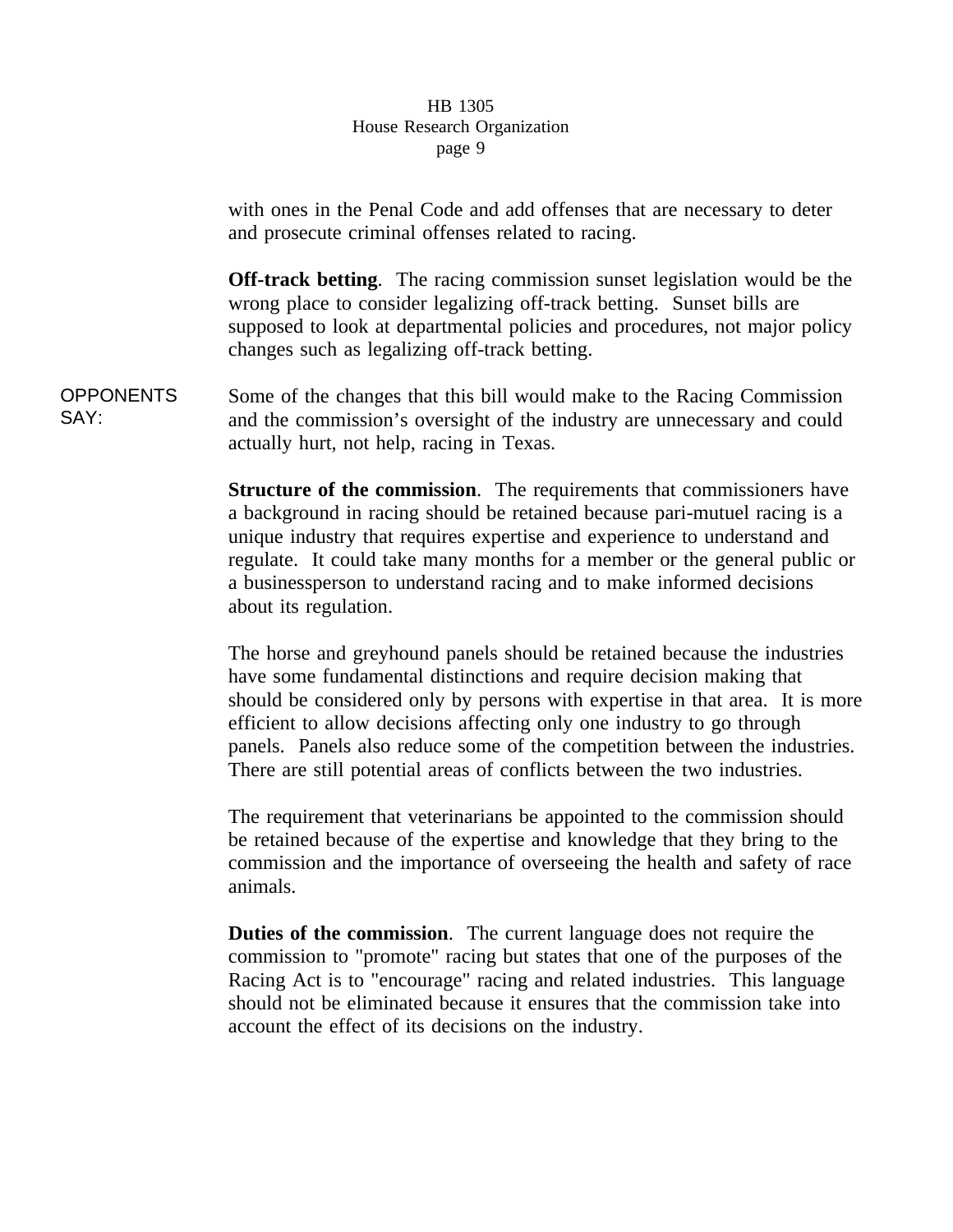with ones in the Penal Code and add offenses that are necessary to deter and prosecute criminal offenses related to racing.

**Off-track betting**. The racing commission sunset legislation would be the wrong place to consider legalizing off-track betting. Sunset bills are supposed to look at departmental policies and procedures, not major policy changes such as legalizing off-track betting.

OPPONENTS SAY:

Some of the changes that this bill would make to the Racing Commission and the commission's oversight of the industry are unnecessary and could actually hurt, not help, racing in Texas.

**Structure of the commission**. The requirements that commissioners have a background in racing should be retained because pari-mutuel racing is a unique industry that requires expertise and experience to understand and regulate. It could take many months for a member or the general public or a businessperson to understand racing and to make informed decisions about its regulation.

The horse and greyhound panels should be retained because the industries have some fundamental distinctions and require decision making that should be considered only by persons with expertise in that area. It is more efficient to allow decisions affecting only one industry to go through panels. Panels also reduce some of the competition between the industries. There are still potential areas of conflicts between the two industries.

The requirement that veterinarians be appointed to the commission should be retained because of the expertise and knowledge that they bring to the commission and the importance of overseeing the health and safety of race animals.

**Duties of the commission**. The current language does not require the commission to "promote" racing but states that one of the purposes of the Racing Act is to "encourage" racing and related industries. This language should not be eliminated because it ensures that the commission take into account the effect of its decisions on the industry.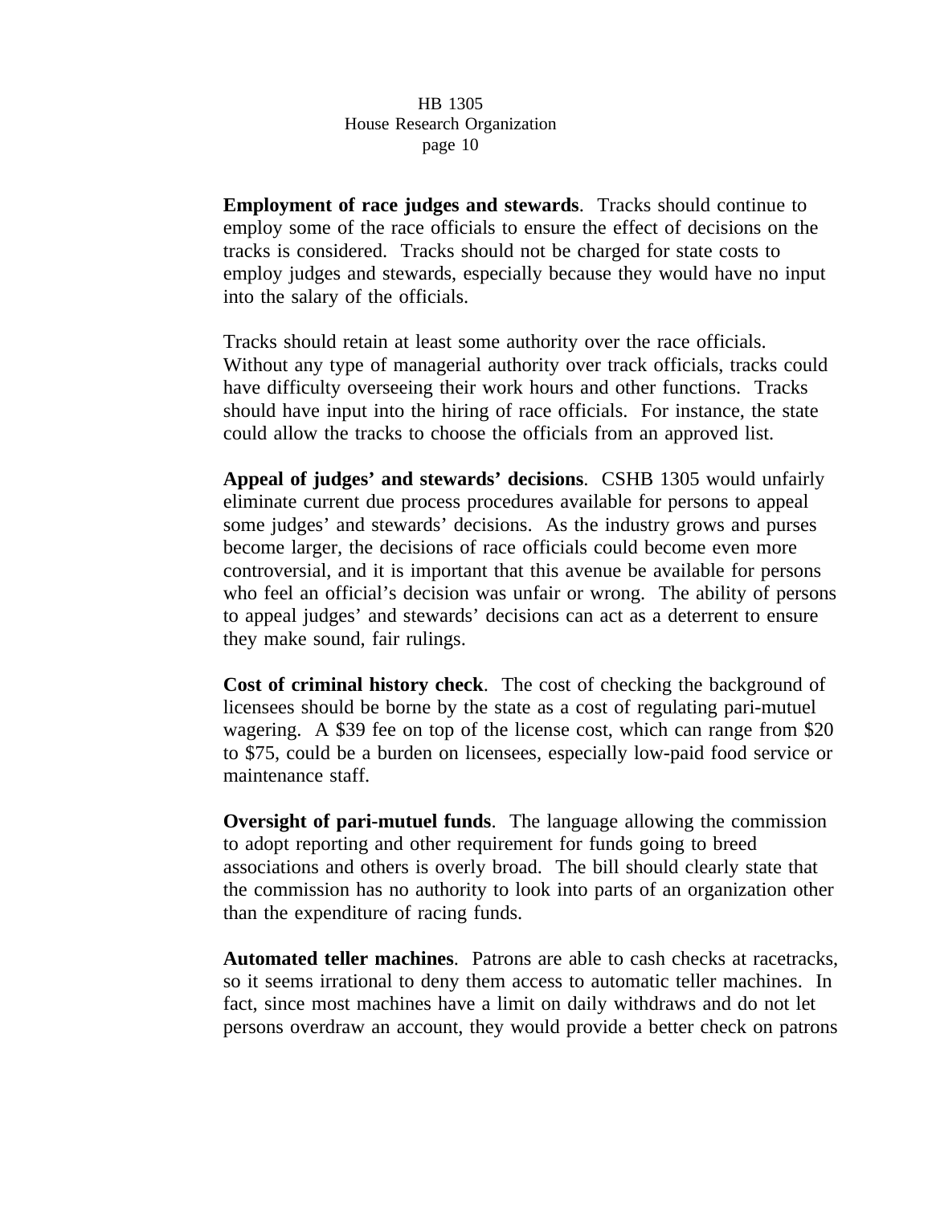**Employment of race judges and stewards**. Tracks should continue to employ some of the race officials to ensure the effect of decisions on the tracks is considered. Tracks should not be charged for state costs to employ judges and stewards, especially because they would have no input into the salary of the officials.

Tracks should retain at least some authority over the race officials. Without any type of managerial authority over track officials, tracks could have difficulty overseeing their work hours and other functions. Tracks should have input into the hiring of race officials. For instance, the state could allow the tracks to choose the officials from an approved list.

**Appeal of judges' and stewards' decisions**. CSHB 1305 would unfairly eliminate current due process procedures available for persons to appeal some judges' and stewards' decisions. As the industry grows and purses become larger, the decisions of race officials could become even more controversial, and it is important that this avenue be available for persons who feel an official's decision was unfair or wrong. The ability of persons to appeal judges' and stewards' decisions can act as a deterrent to ensure they make sound, fair rulings.

**Cost of criminal history check**. The cost of checking the background of licensees should be borne by the state as a cost of regulating pari-mutuel wagering. A $39 fee on top of the license cost, which can range from $20 to $75, could be a burden on licensees, especially low-paid food service or maintenance staff.

**Oversight of pari-mutuel funds**. The language allowing the commission to adopt reporting and other requirement for funds going to breed associations and others is overly broad. The bill should clearly state that the commission has no authority to look into parts of an organization other than the expenditure of racing funds.

**Automated teller machines**. Patrons are able to cash checks at racetracks, so it seems irrational to deny them access to automatic teller machines. In fact, since most machines have a limit on daily withdraws and do not let persons overdraw an account, they would provide a better check on patrons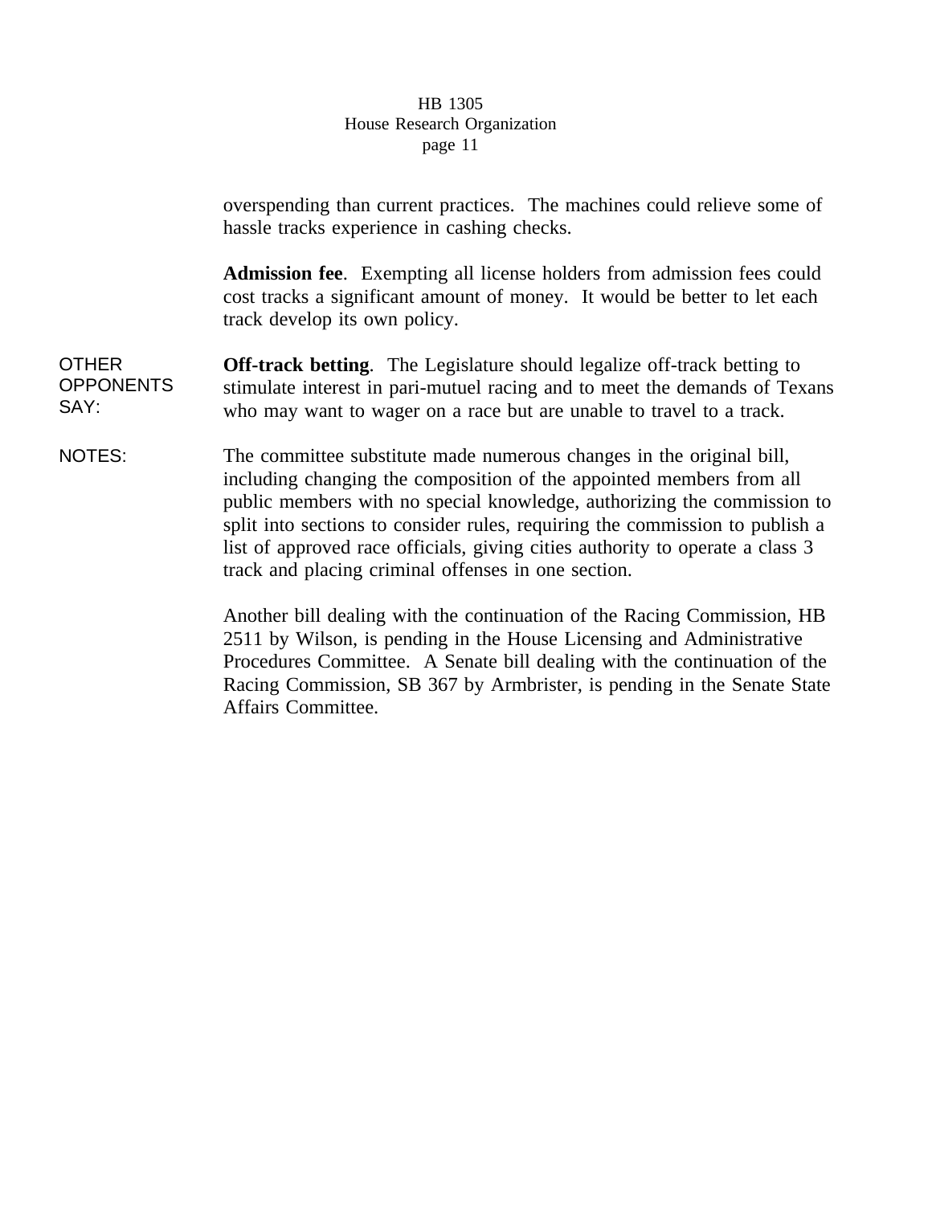overspending than current practices. The machines could relieve some of hassle tracks experience in cashing checks.

**Admission fee**. Exempting all license holders from admission fees could cost tracks a significant amount of money. It would be better to let each track develop its own policy.

OTHER OPPONENTS SAY:

**Off-track betting**. The Legislature should legalize off-track betting to stimulate interest in pari-mutuel racing and to meet the demands of Texans who may want to wager on a race but are unable to travel to a track.

NOTES:

The committee substitute made numerous changes in the original bill, including changing the composition of the appointed members from all public members with no special knowledge, authorizing the commission to split into sections to consider rules, requiring the commission to publish a list of approved race officials, giving cities authority to operate a class 3 track and placing criminal offenses in one section.

Another bill dealing with the continuation of the Racing Commission, HB 2511 by Wilson, is pending in the House Licensing and Administrative Procedures Committee. A Senate bill dealing with the continuation of the Racing Commission, SB 367 by Armbrister, is pending in the Senate State Affairs Committee.